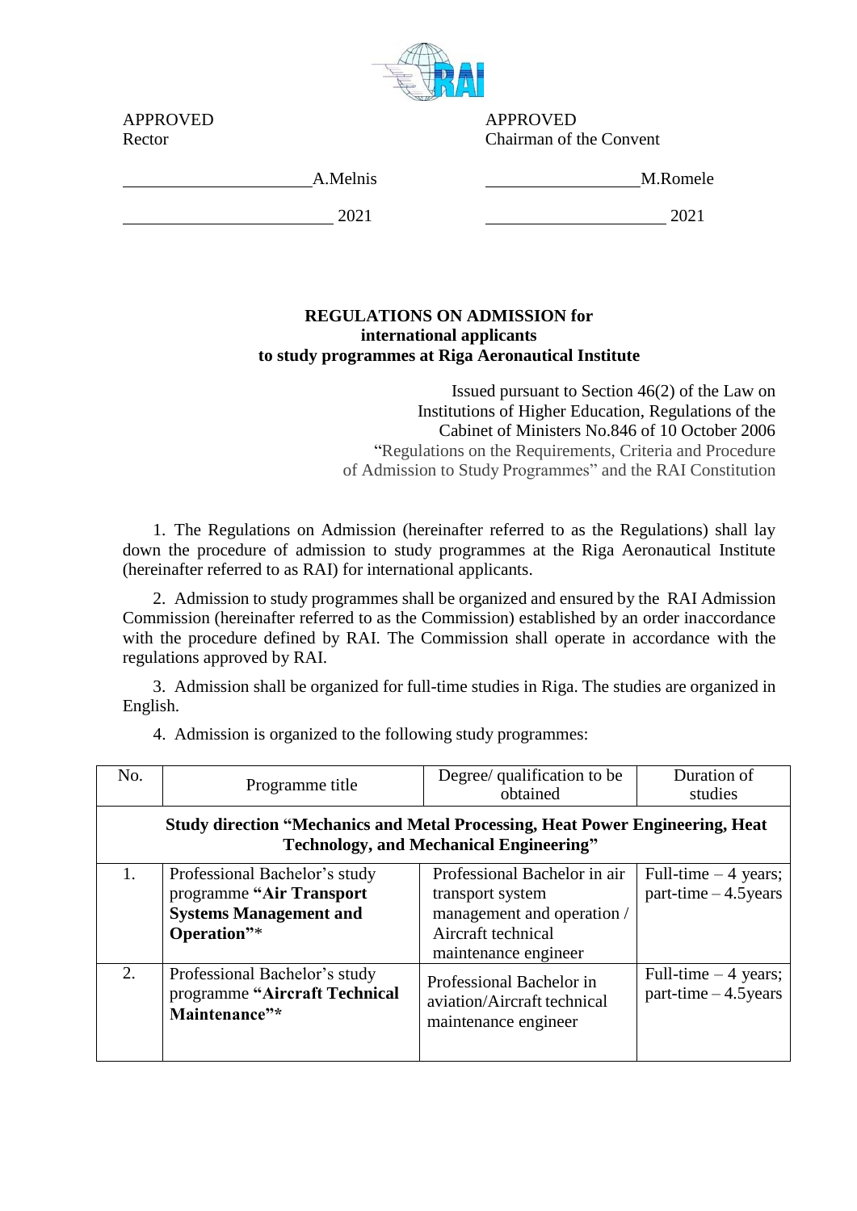APPROVED
Rector

\_\_\_\_\_\_\_\_\_\_\_\_\_\_\_\_\_\_\_\_A.Melnis

\_\_\_\_\_\_\_\_\_\_\_\_\_\_\_\_\_\_\_\_ 2021

APPROVED
Chairman of the Convent

\_\_\_\_\_\_\_\_\_\_\_\_\_\_\_\_\_\_\_\_M.Romele

\_\_\_\_\_\_\_\_\_\_\_\_\_\_\_\_\_\_\_\_ 2021

**REGULATIONS ON ADMISSION for international applicants to study programmes at Riga Aeronautical Institute**

Issued pursuant to Section 46(2) of the Law on Institutions of Higher Education, Regulations of the Cabinet of Ministers No.846 of 10 October 2006 "Regulations on the Requirements, Criteria and Procedure of Admission to Study Programmes" and the RAI Constitution

1. The Regulations on Admission (hereinafter referred to as the Regulations) shall lay down the procedure of admission to study programmes at the Riga Aeronautical Institute (hereinafter referred to as RAI) for international applicants.

2. Admission to study programmes shall be organized and ensured by the RAI Admission Commission (hereinafter referred to as the Commission) established by an order inaccordance with the procedure defined by RAI. The Commission shall operate in accordance with the regulations approved by RAI.

3. Admission shall be organized for full-time studies in Riga. The studies are organized in English.

4. Admission is organized to the following study programmes:

| No. | Programme title | Degree/ qualification to be obtained | Duration of studies |
|---|---|---|---|
| **Study direction "Mechanics and Metal Processing, Heat Power Engineering, Heat Technology, and Mechanical Engineering"** | | | |
| 1. | Professional Bachelor's study programme **"Air Transport Systems Management and Operation"**\* | Professional Bachelor in air transport system management and operation / Aircraft technical maintenance engineer | Full-time – 4 years; part-time – 4.5years |
| 2. | Professional Bachelor's study programme **"Aircraft Technical Maintenance"\*** | Professional Bachelor in aviation/Aircraft technical maintenance engineer | Full-time – 4 years; part-time – 4.5years |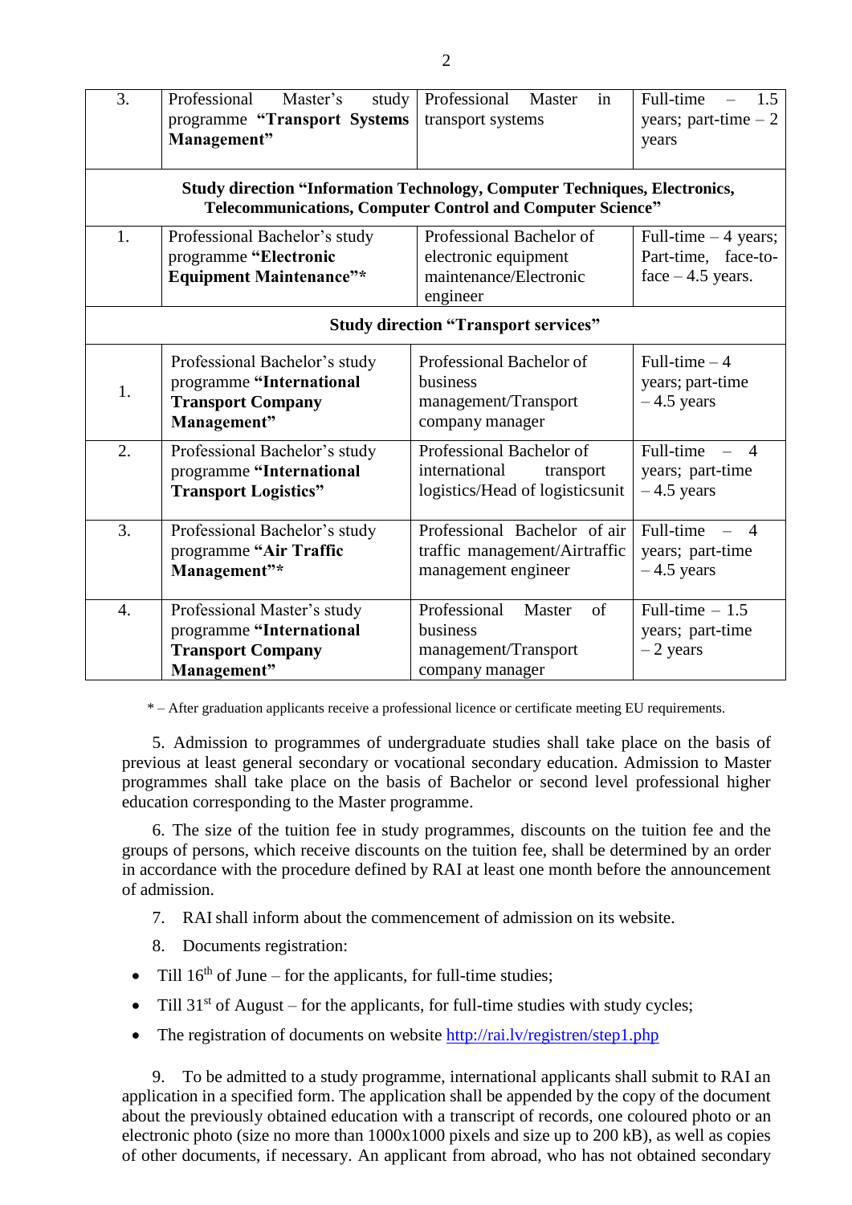| 3. | Professional Master's study programme **"Transport Systems Management"** | Professional Master in transport systems | Full-time – 1.5 years; part-time – 2 years |
|---|---|---|---|
| **Study direction "Information Technology, Computer Techniques, Electronics, Telecommunications, Computer Control and Computer Science"** | | | |
| 1. | Professional Bachelor's study programme **"Electronic Equipment Maintenance"\*** | Professional Bachelor of electronic equipment maintenance/Electronic engineer | Full-time – 4 years; Part-time, face-to-face – 4.5 years. |
| **Study direction "Transport services"** | | | |
| 1. | Professional Bachelor's study programme **"International Transport Company Management"** | Professional Bachelor of business management/Transport company manager | Full-time – 4 years; part-time – 4.5 years |
| 2. | Professional Bachelor's study programme **"International Transport Logistics"** | Professional Bachelor of international transport logistics/Head of logisticsunit | Full-time – 4 years; part-time – 4.5 years |
| 3. | Professional Bachelor's study programme **"Air Traffic Management"\*** | Professional Bachelor of air traffic management/Airtraffic management engineer | Full-time – 4 years; part-time – 4.5 years |
| 4. | Professional Master's study programme **"International Transport Company Management"** | Professional Master of business management/Transport company manager | Full-time – 1.5 years; part-time – 2 years |

\* – After graduation applicants receive a professional licence or certificate meeting EU requirements.

5. Admission to programmes of undergraduate studies shall take place on the basis of previous at least general secondary or vocational secondary education. Admission to Master programmes shall take place on the basis of Bachelor or second level professional higher education corresponding to the Master programme.

6. The size of the tuition fee in study programmes, discounts on the tuition fee and the groups of persons, which receive discounts on the tuition fee, shall be determined by an order in accordance with the procedure defined by RAI at least one month before the announcement of admission.

7. RAI shall inform about the commencement of admission on its website.

8. Documents registration:

- Till 16th of June – for the applicants, for full-time studies;
- Till 31st of August – for the applicants, for full-time studies with study cycles;
- The registration of documents on website http://rai.lv/registren/step1.php

9. To be admitted to a study programme, international applicants shall submit to RAI an application in a specified form. The application shall be appended by the copy of the document about the previously obtained education with a transcript of records, one coloured photo or an electronic photo (size no more than 1000x1000 pixels and size up to 200 kB), as well as copies of other documents, if necessary. An applicant from abroad, who has not obtained secondary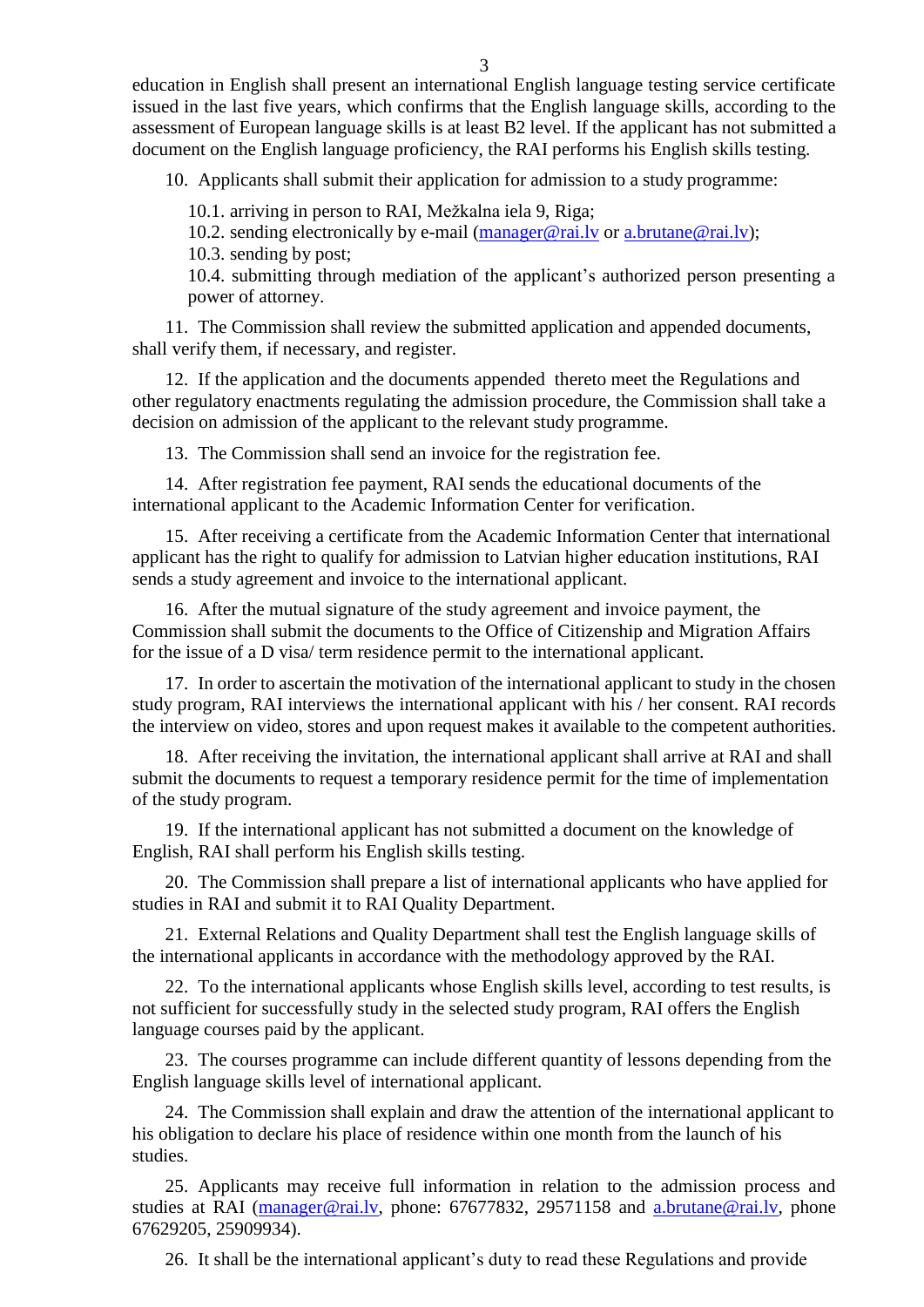education in English shall present an international English language testing service certificate issued in the last five years, which confirms that the English language skills, according to the assessment of European language skills is at least B2 level. If the applicant has not submitted a document on the English language proficiency, the RAI performs his English skills testing.

10. Applicants shall submit their application for admission to a study programme:

10.1. arriving in person to RAI, Mežkalna iela 9, Riga;

10.2. sending electronically by e-mail (manager@rai.lv or a.brutane@rai.lv);

10.3. sending by post;

10.4. submitting through mediation of the applicant's authorized person presenting a power of attorney.

11. The Commission shall review the submitted application and appended documents, shall verify them, if necessary, and register.

12. If the application and the documents appended thereto meet the Regulations and other regulatory enactments regulating the admission procedure, the Commission shall take a decision on admission of the applicant to the relevant study programme.

13. The Commission shall send an invoice for the registration fee.

14. After registration fee payment, RAI sends the educational documents of the international applicant to the Academic Information Center for verification.

15. After receiving a certificate from the Academic Information Center that international applicant has the right to qualify for admission to Latvian higher education institutions, RAI sends a study agreement and invoice to the international applicant.

16. After the mutual signature of the study agreement and invoice payment, the Commission shall submit the documents to the Office of Citizenship and Migration Affairs for the issue of a D visa/ term residence permit to the international applicant.

17. In order to ascertain the motivation of the international applicant to study in the chosen study program, RAI interviews the international applicant with his / her consent. RAI records the interview on video, stores and upon request makes it available to the competent authorities.

18. After receiving the invitation, the international applicant shall arrive at RAI and shall submit the documents to request a temporary residence permit for the time of implementation of the study program.

19. If the international applicant has not submitted a document on the knowledge of English, RAI shall perform his English skills testing.

20. The Commission shall prepare a list of international applicants who have applied for studies in RAI and submit it to RAI Quality Department.

21. External Relations and Quality Department shall test the English language skills of the international applicants in accordance with the methodology approved by the RAI.

22. To the international applicants whose English skills level, according to test results, is not sufficient for successfully study in the selected study program, RAI offers the English language courses paid by the applicant.

23. The courses programme can include different quantity of lessons depending from the English language skills level of international applicant.

24. The Commission shall explain and draw the attention of the international applicant to his obligation to declare his place of residence within one month from the launch of his studies.

25. Applicants may receive full information in relation to the admission process and studies at RAI (manager@rai.lv, phone: 67677832, 29571158 and a.brutane@rai.lv, phone 67629205, 25909934).

26. It shall be the international applicant's duty to read these Regulations and provide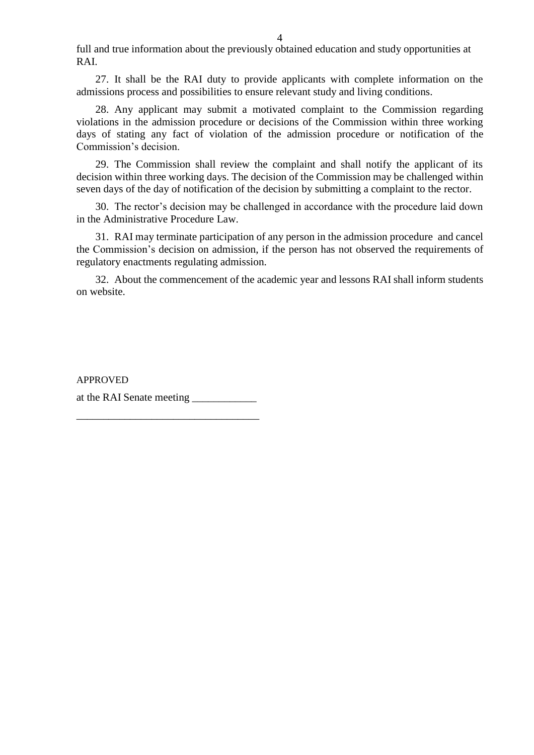full and true information about the previously obtained education and study opportunities at RAI.

27. It shall be the RAI duty to provide applicants with complete information on the admissions process and possibilities to ensure relevant study and living conditions.

28. Any applicant may submit a motivated complaint to the Commission regarding violations in the admission procedure or decisions of the Commission within three working days of stating any fact of violation of the admission procedure or notification of the Commission's decision.

29. The Commission shall review the complaint and shall notify the applicant of its decision within three working days. The decision of the Commission may be challenged within seven days of the day of notification of the decision by submitting a complaint to the rector.

30. The rector's decision may be challenged in accordance with the procedure laid down in the Administrative Procedure Law.

31. RAI may terminate participation of any person in the admission procedure and cancel the Commission's decision on admission, if the person has not observed the requirements of regulatory enactments regulating admission.

32. About the commencement of the academic year and lessons RAI shall inform students on website.

APPROVED

at the RAI Senate meeting ____________

__________________________________